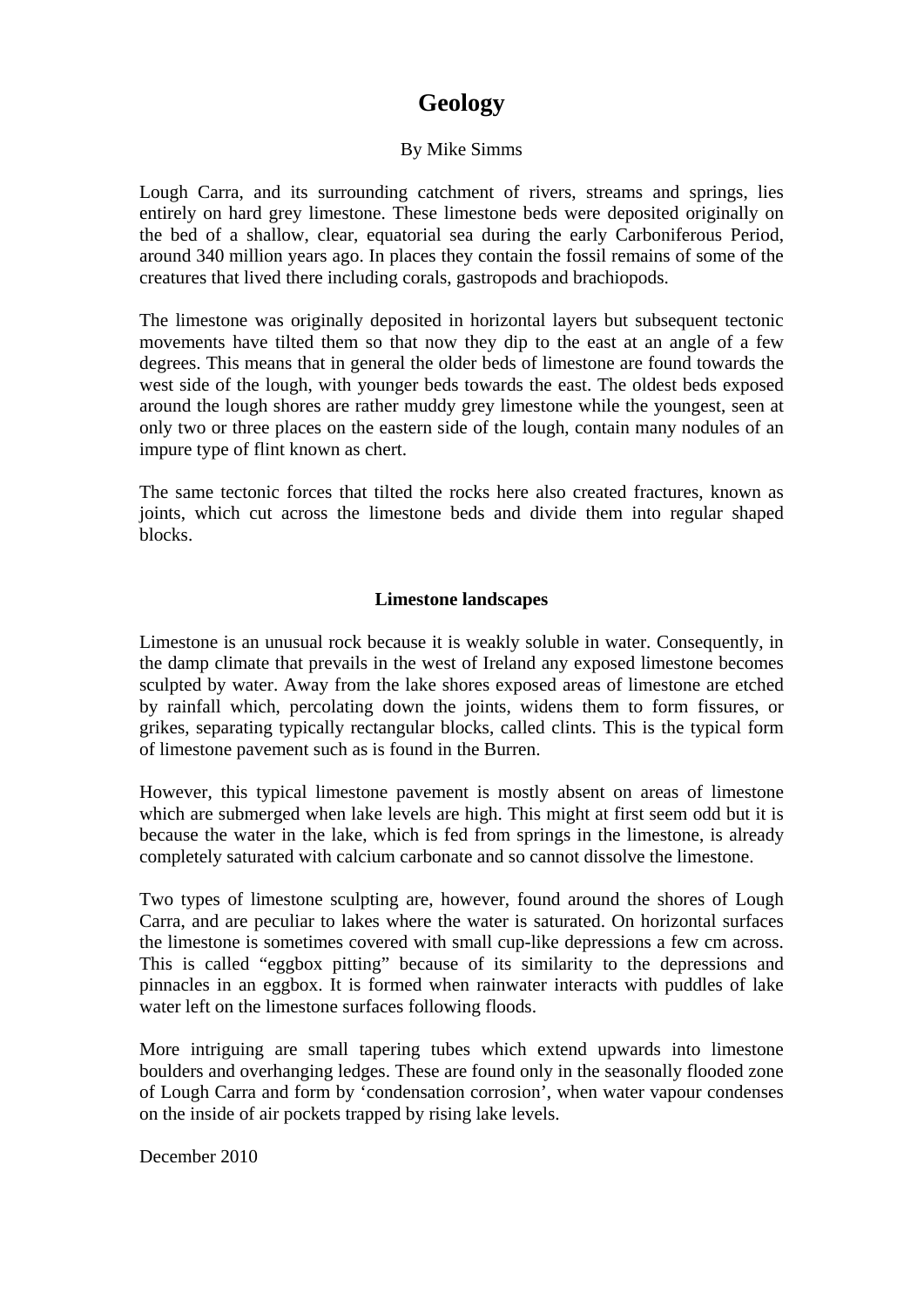# Geology

By Mike Simms

Lough Carra, and its surrounding catchment of rivers, streams and springs, lies entirely on hard grey limestone. These limestone beds were deposited originally on the bed of a shallow, clear, equatorial sea during the early Carboniferous Period, around 340 million years ago. In places they contain the fossil remains of some of the creatures that lived there including corals, gastropods and brachiopods.

The limestone was originally deposited in horizontal layers but subsequent tectonic movements have tilted them so that now they dip to the east at an angle of a few degrees. This means that in general the older beds of limestone are found towards the west side of the lough, with younger beds towards the east. The oldest beds exposed around the lough shores are rather muddy grey limestone while the youngest, seen at only two or three places on the eastern side of the lough, contain many nodules of an impure type of flint known as chert.

The same tectonic forces that tilted the rocks here also created fractures, known as joints, which cut across the limestone beds and divide them into regular shaped blocks.

## Limestone landscapes

Limestone is an unusual rock because it is weakly soluble in water. Consequently, in the damp climate that prevails in the west of Ireland any exposed limestone becomes sculpted by water. Away from the lake shores exposed areas of limestone are etched by rainfall which, percolating down the joints, widens them to form fissures, or grikes, separating typically rectangular blocks, called clints. This is the typical form of limestone pavement such as is found in the Burren.

However, this typical limestone pavement is mostly absent on areas of limestone which are submerged when lake levels are high. This might at first seem odd but it is because the water in the lake, which is fed from springs in the limestone, is already completely saturated with calcium carbonate and so cannot dissolve the limestone.

Two types of limestone sculpting are, however, found around the shores of Lough Carra, and are peculiar to lakes where the water is saturated. On horizontal surfaces the limestone is sometimes covered with small cup-like depressions a few cm across. This is called "eggbox pitting" because of its similarity to the depressions and pinnacles in an eggbox. It is formed when rainwater interacts with puddles of lake water left on the limestone surfaces following floods.

More intriguing are small tapering tubes which extend upwards into limestone boulders and overhanging ledges. These are found only in the seasonally flooded zone of Lough Carra and form by 'condensation corrosion', when water vapour condenses on the inside of air pockets trapped by rising lake levels.

December 2010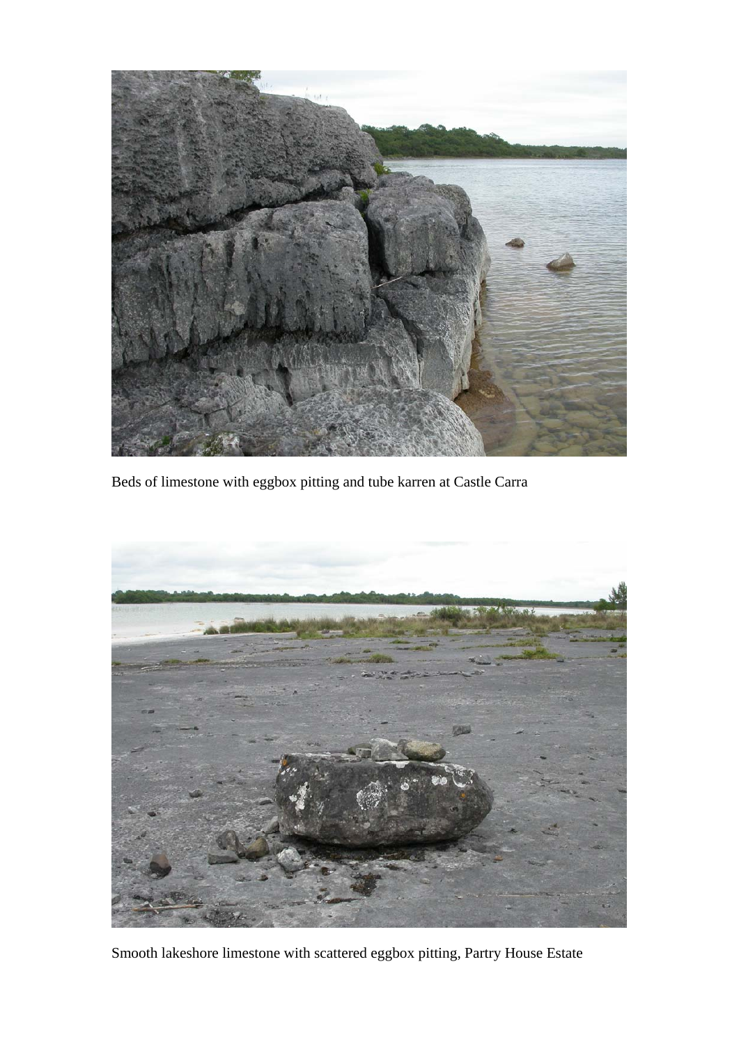Beds of limestone with eggbox pitting and tube karren at Castle Carra

Smooth lakeshore limestone with scattered eggbox pitting, Partry House Estate